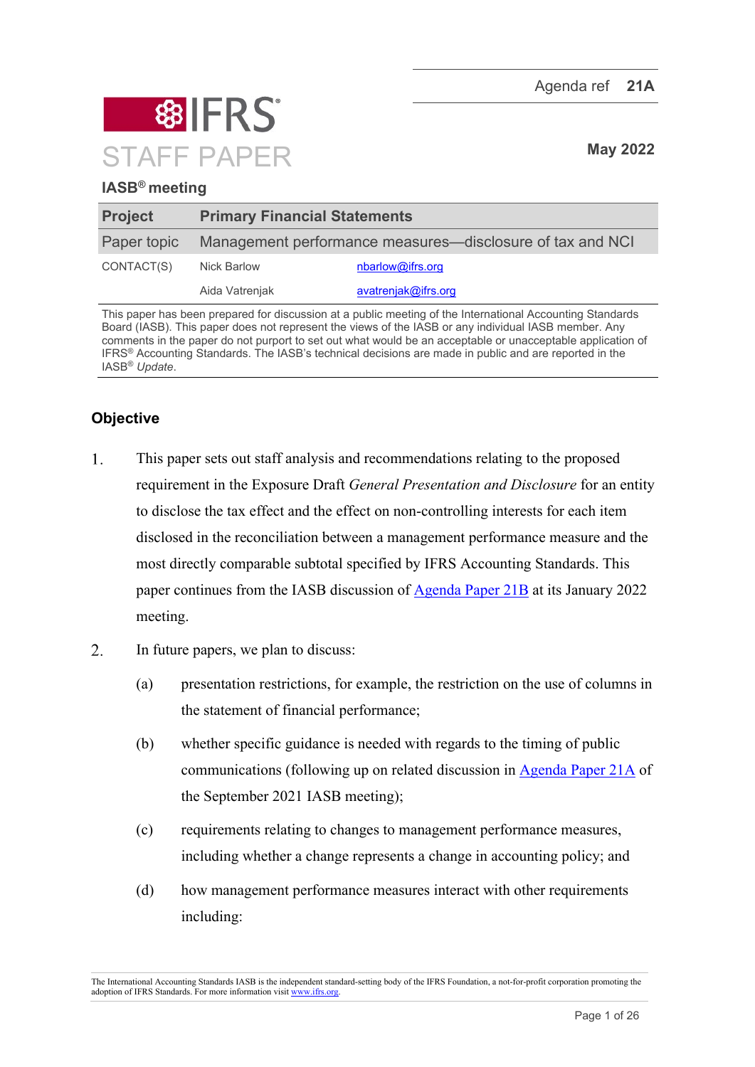Agenda ref **21A**

# IFRS STAFF PAPER

**May 2022**

**IASB® meeting**

| **Project** | **Primary Financial Statements** | |
|---|---|---|
| Paper topic | Management performance measures—disclosure of tax and NCI | |
| CONTACT(S) | Nick Barlow | nbarlow@ifrs.org |
| | Aida Vatrenjak | avatrenjak@ifrs.org |

This paper has been prepared for discussion at a public meeting of the International Accounting Standards Board (IASB). This paper does not represent the views of the IASB or any individual IASB member. Any comments in the paper do not purport to set out what would be an acceptable or unacceptable application of IFRS® Accounting Standards. The IASB's technical decisions are made in public and are reported in the IASB® *Update*.

## Objective

1. This paper sets out staff analysis and recommendations relating to the proposed requirement in the Exposure Draft *General Presentation and Disclosure* for an entity to disclose the tax effect and the effect on non-controlling interests for each item disclosed in the reconciliation between a management performance measure and the most directly comparable subtotal specified by IFRS Accounting Standards. This paper continues from the IASB discussion of Agenda Paper 21B at its January 2022 meeting.

2. In future papers, we plan to discuss:

   (a) presentation restrictions, for example, the restriction on the use of columns in the statement of financial performance;

   (b) whether specific guidance is needed with regards to the timing of public communications (following up on related discussion in Agenda Paper 21A of the September 2021 IASB meeting);

   (c) requirements relating to changes to management performance measures, including whether a change represents a change in accounting policy; and

   (d) how management performance measures interact with other requirements including:

The International Accounting Standards IASB is the independent standard-setting body of the IFRS Foundation, a not-for-profit corporation promoting the adoption of IFRS Standards. For more information visit www.ifrs.org.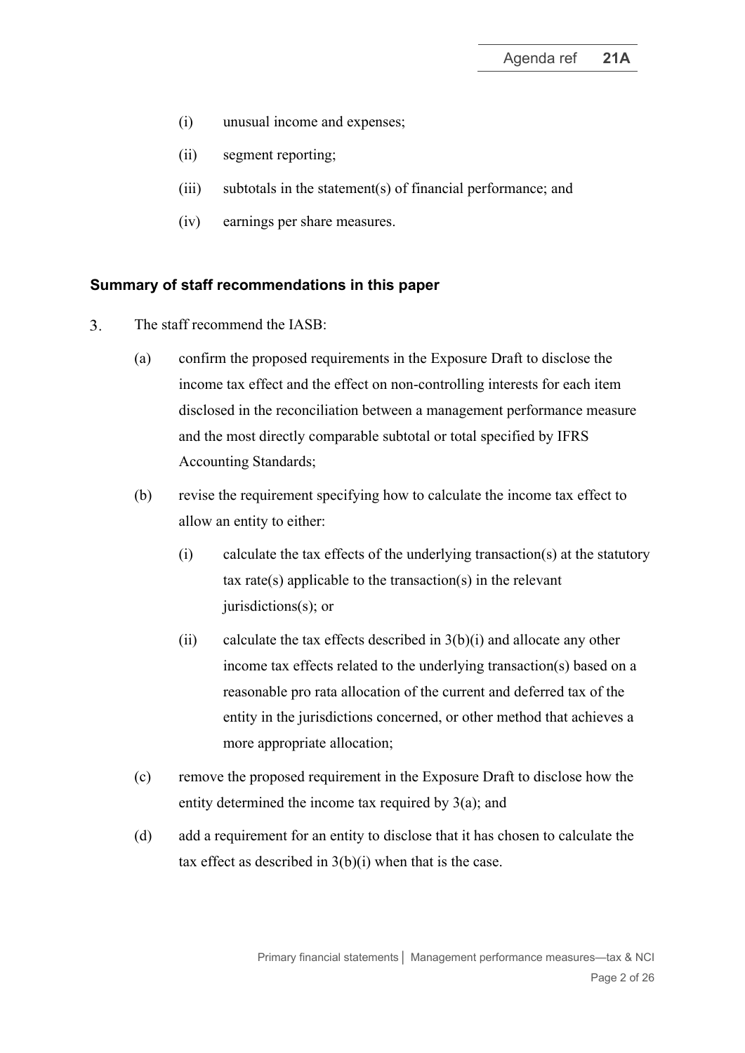(i) unusual income and expenses;

(ii) segment reporting;

(iii) subtotals in the statement(s) of financial performance; and

(iv) earnings per share measures.

## Summary of staff recommendations in this paper

3. The staff recommend the IASB:

   (a) confirm the proposed requirements in the Exposure Draft to disclose the income tax effect and the effect on non-controlling interests for each item disclosed in the reconciliation between a management performance measure and the most directly comparable subtotal or total specified by IFRS Accounting Standards;

   (b) revise the requirement specifying how to calculate the income tax effect to allow an entity to either:

      (i) calculate the tax effects of the underlying transaction(s) at the statutory tax rate(s) applicable to the transaction(s) in the relevant jurisdictions(s); or

      (ii) calculate the tax effects described in 3(b)(i) and allocate any other income tax effects related to the underlying transaction(s) based on a reasonable pro rata allocation of the current and deferred tax of the entity in the jurisdictions concerned, or other method that achieves a more appropriate allocation;

   (c) remove the proposed requirement in the Exposure Draft to disclose how the entity determined the income tax required by 3(a); and

   (d) add a requirement for an entity to disclose that it has chosen to calculate the tax effect as described in 3(b)(i) when that is the case.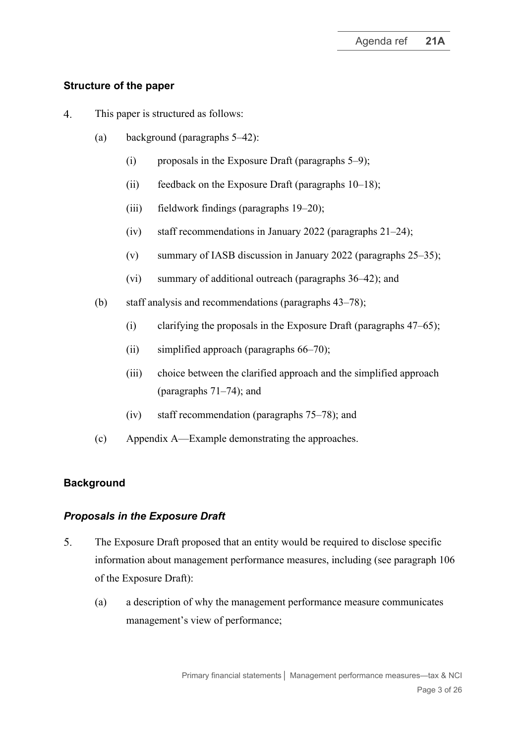### Structure of the paper

4. This paper is structured as follows:

   (a) background (paragraphs 5–42):

      (i) proposals in the Exposure Draft (paragraphs 5–9);

      (ii) feedback on the Exposure Draft (paragraphs 10–18);

      (iii) fieldwork findings (paragraphs 19–20);

      (iv) staff recommendations in January 2022 (paragraphs 21–24);

      (v) summary of IASB discussion in January 2022 (paragraphs 25–35);

      (vi) summary of additional outreach (paragraphs 36–42); and

   (b) staff analysis and recommendations (paragraphs 43–78);

      (i) clarifying the proposals in the Exposure Draft (paragraphs 47–65);

      (ii) simplified approach (paragraphs 66–70);

      (iii) choice between the clarified approach and the simplified approach (paragraphs 71–74); and

      (iv) staff recommendation (paragraphs 75–78); and

   (c) Appendix A—Example demonstrating the approaches.

### Background

#### *Proposals in the Exposure Draft*

5. The Exposure Draft proposed that an entity would be required to disclose specific information about management performance measures, including (see paragraph 106 of the Exposure Draft):

   (a) a description of why the management performance measure communicates management's view of performance;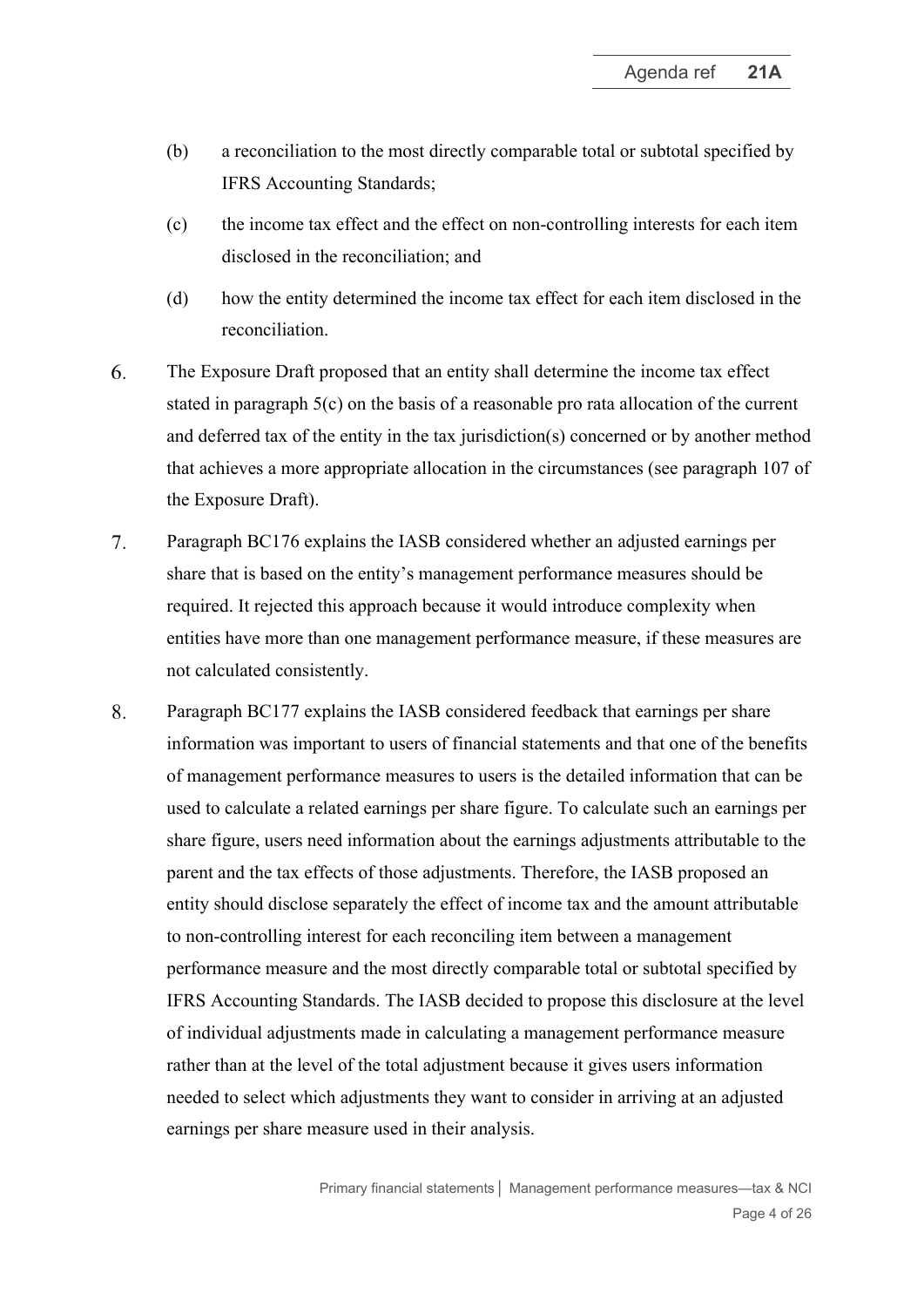(b) a reconciliation to the most directly comparable total or subtotal specified by IFRS Accounting Standards;

(c) the income tax effect and the effect on non-controlling interests for each item disclosed in the reconciliation; and

(d) how the entity determined the income tax effect for each item disclosed in the reconciliation.

6. The Exposure Draft proposed that an entity shall determine the income tax effect stated in paragraph 5(c) on the basis of a reasonable pro rata allocation of the current and deferred tax of the entity in the tax jurisdiction(s) concerned or by another method that achieves a more appropriate allocation in the circumstances (see paragraph 107 of the Exposure Draft).

7. Paragraph BC176 explains the IASB considered whether an adjusted earnings per share that is based on the entity's management performance measures should be required. It rejected this approach because it would introduce complexity when entities have more than one management performance measure, if these measures are not calculated consistently.

8. Paragraph BC177 explains the IASB considered feedback that earnings per share information was important to users of financial statements and that one of the benefits of management performance measures to users is the detailed information that can be used to calculate a related earnings per share figure. To calculate such an earnings per share figure, users need information about the earnings adjustments attributable to the parent and the tax effects of those adjustments. Therefore, the IASB proposed an entity should disclose separately the effect of income tax and the amount attributable to non-controlling interest for each reconciling item between a management performance measure and the most directly comparable total or subtotal specified by IFRS Accounting Standards. The IASB decided to propose this disclosure at the level of individual adjustments made in calculating a management performance measure rather than at the level of the total adjustment because it gives users information needed to select which adjustments they want to consider in arriving at an adjusted earnings per share measure used in their analysis.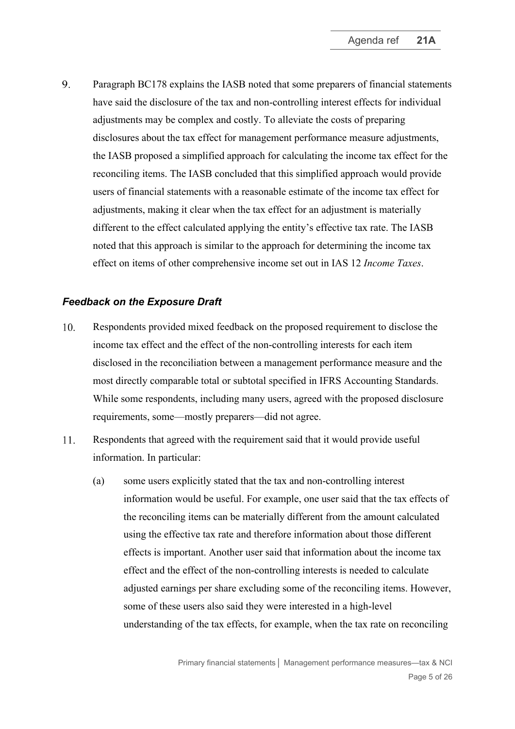9. Paragraph BC178 explains the IASB noted that some preparers of financial statements have said the disclosure of the tax and non-controlling interest effects for individual adjustments may be complex and costly. To alleviate the costs of preparing disclosures about the tax effect for management performance measure adjustments, the IASB proposed a simplified approach for calculating the income tax effect for the reconciling items. The IASB concluded that this simplified approach would provide users of financial statements with a reasonable estimate of the income tax effect for adjustments, making it clear when the tax effect for an adjustment is materially different to the effect calculated applying the entity's effective tax rate. The IASB noted that this approach is similar to the approach for determining the income tax effect on items of other comprehensive income set out in IAS 12 *Income Taxes*.

### *Feedback on the Exposure Draft*

10. Respondents provided mixed feedback on the proposed requirement to disclose the income tax effect and the effect of the non-controlling interests for each item disclosed in the reconciliation between a management performance measure and the most directly comparable total or subtotal specified in IFRS Accounting Standards. While some respondents, including many users, agreed with the proposed disclosure requirements, some—mostly preparers—did not agree.

11. Respondents that agreed with the requirement said that it would provide useful information. In particular:

    (a) some users explicitly stated that the tax and non-controlling interest information would be useful. For example, one user said that the tax effects of the reconciling items can be materially different from the amount calculated using the effective tax rate and therefore information about those different effects is important. Another user said that information about the income tax effect and the effect of the non-controlling interests is needed to calculate adjusted earnings per share excluding some of the reconciling items. However, some of these users also said they were interested in a high-level understanding of the tax effects, for example, when the tax rate on reconciling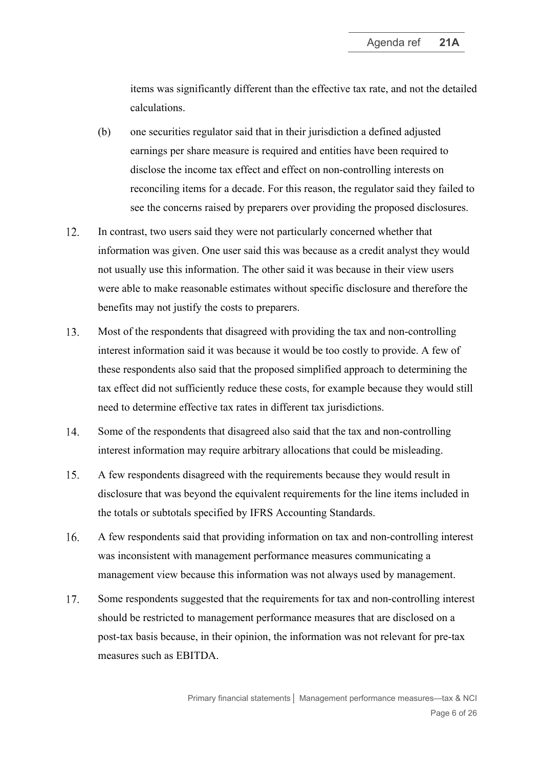items was significantly different than the effective tax rate, and not the detailed calculations.

(b) one securities regulator said that in their jurisdiction a defined adjusted earnings per share measure is required and entities have been required to disclose the income tax effect and effect on non-controlling interests on reconciling items for a decade. For this reason, the regulator said they failed to see the concerns raised by preparers over providing the proposed disclosures.

12. In contrast, two users said they were not particularly concerned whether that information was given. One user said this was because as a credit analyst they would not usually use this information. The other said it was because in their view users were able to make reasonable estimates without specific disclosure and therefore the benefits may not justify the costs to preparers.

13. Most of the respondents that disagreed with providing the tax and non-controlling interest information said it was because it would be too costly to provide. A few of these respondents also said that the proposed simplified approach to determining the tax effect did not sufficiently reduce these costs, for example because they would still need to determine effective tax rates in different tax jurisdictions.

14. Some of the respondents that disagreed also said that the tax and non-controlling interest information may require arbitrary allocations that could be misleading.

15. A few respondents disagreed with the requirements because they would result in disclosure that was beyond the equivalent requirements for the line items included in the totals or subtotals specified by IFRS Accounting Standards.

16. A few respondents said that providing information on tax and non-controlling interest was inconsistent with management performance measures communicating a management view because this information was not always used by management.

17. Some respondents suggested that the requirements for tax and non-controlling interest should be restricted to management performance measures that are disclosed on a post-tax basis because, in their opinion, the information was not relevant for pre-tax measures such as EBITDA.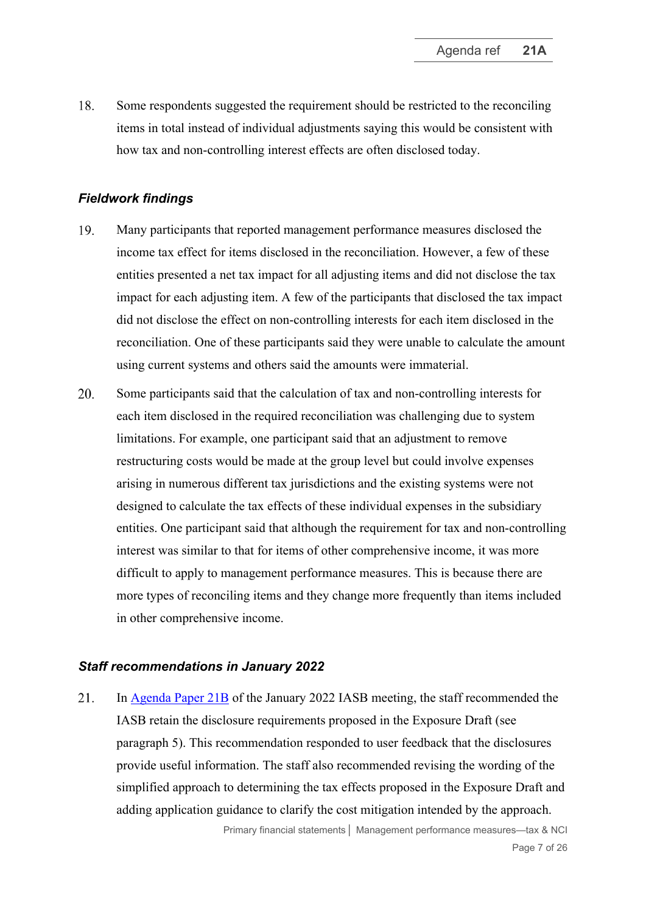18. Some respondents suggested the requirement should be restricted to the reconciling items in total instead of individual adjustments saying this would be consistent with how tax and non-controlling interest effects are often disclosed today.

### *Fieldwork findings*

19. Many participants that reported management performance measures disclosed the income tax effect for items disclosed in the reconciliation. However, a few of these entities presented a net tax impact for all adjusting items and did not disclose the tax impact for each adjusting item. A few of the participants that disclosed the tax impact did not disclose the effect on non-controlling interests for each item disclosed in the reconciliation. One of these participants said they were unable to calculate the amount using current systems and others said the amounts were immaterial.

20. Some participants said that the calculation of tax and non-controlling interests for each item disclosed in the required reconciliation was challenging due to system limitations. For example, one participant said that an adjustment to remove restructuring costs would be made at the group level but could involve expenses arising in numerous different tax jurisdictions and the existing systems were not designed to calculate the tax effects of these individual expenses in the subsidiary entities. One participant said that although the requirement for tax and non-controlling interest was similar to that for items of other comprehensive income, it was more difficult to apply to management performance measures. This is because there are more types of reconciling items and they change more frequently than items included in other comprehensive income.

### *Staff recommendations in January 2022*

21. In [Agenda Paper 21B](Agenda Paper 21B) of the January 2022 IASB meeting, the staff recommended the IASB retain the disclosure requirements proposed in the Exposure Draft (see paragraph 5). This recommendation responded to user feedback that the disclosures provide useful information. The staff also recommended revising the wording of the simplified approach to determining the tax effects proposed in the Exposure Draft and adding application guidance to clarify the cost mitigation intended by the approach.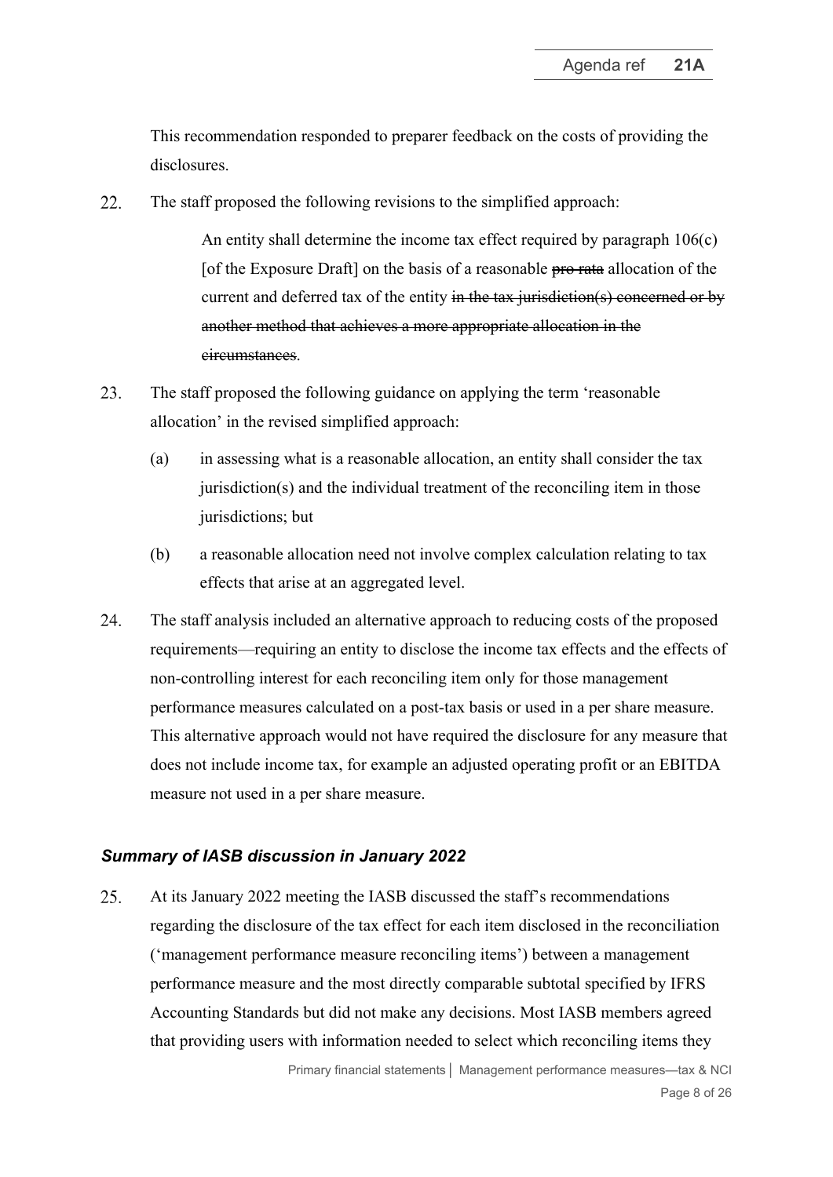This recommendation responded to preparer feedback on the costs of providing the disclosures.

22. The staff proposed the following revisions to the simplified approach:

> An entity shall determine the income tax effect required by paragraph 106(c) [of the Exposure Draft] on the basis of a reasonable ~~pro rata~~ allocation of the current and deferred tax of the entity ~~in the tax jurisdiction(s) concerned or by another method that achieves a more appropriate allocation in the circumstances~~.

23. The staff proposed the following guidance on applying the term 'reasonable allocation' in the revised simplified approach:

    (a) in assessing what is a reasonable allocation, an entity shall consider the tax jurisdiction(s) and the individual treatment of the reconciling item in those jurisdictions; but

    (b) a reasonable allocation need not involve complex calculation relating to tax effects that arise at an aggregated level.

24. The staff analysis included an alternative approach to reducing costs of the proposed requirements—requiring an entity to disclose the income tax effects and the effects of non-controlling interest for each reconciling item only for those management performance measures calculated on a post-tax basis or used in a per share measure. This alternative approach would not have required the disclosure for any measure that does not include income tax, for example an adjusted operating profit or an EBITDA measure not used in a per share measure.

### *Summary of IASB discussion in January 2022*

25. At its January 2022 meeting the IASB discussed the staff's recommendations regarding the disclosure of the tax effect for each item disclosed in the reconciliation ('management performance measure reconciling items') between a management performance measure and the most directly comparable subtotal specified by IFRS Accounting Standards but did not make any decisions. Most IASB members agreed that providing users with information needed to select which reconciling items they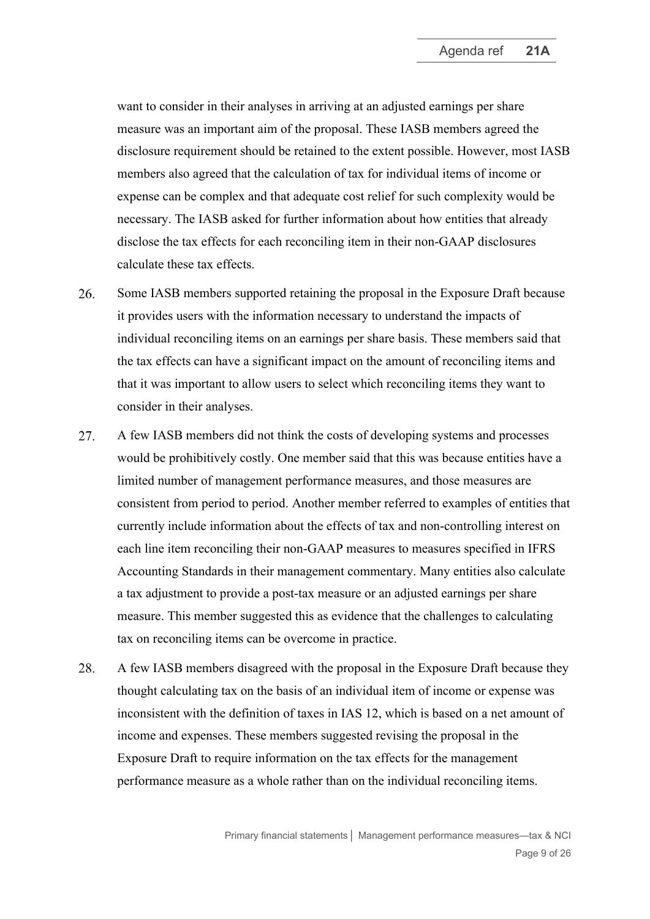want to consider in their analyses in arriving at an adjusted earnings per share measure was an important aim of the proposal. These IASB members agreed the disclosure requirement should be retained to the extent possible. However, most IASB members also agreed that the calculation of tax for individual items of income or expense can be complex and that adequate cost relief for such complexity would be necessary. The IASB asked for further information about how entities that already disclose the tax effects for each reconciling item in their non-GAAP disclosures calculate these tax effects.

26. Some IASB members supported retaining the proposal in the Exposure Draft because it provides users with the information necessary to understand the impacts of individual reconciling items on an earnings per share basis. These members said that the tax effects can have a significant impact on the amount of reconciling items and that it was important to allow users to select which reconciling items they want to consider in their analyses.

27. A few IASB members did not think the costs of developing systems and processes would be prohibitively costly. One member said that this was because entities have a limited number of management performance measures, and those measures are consistent from period to period. Another member referred to examples of entities that currently include information about the effects of tax and non-controlling interest on each line item reconciling their non-GAAP measures to measures specified in IFRS Accounting Standards in their management commentary. Many entities also calculate a tax adjustment to provide a post-tax measure or an adjusted earnings per share measure. This member suggested this as evidence that the challenges to calculating tax on reconciling items can be overcome in practice.

28. A few IASB members disagreed with the proposal in the Exposure Draft because they thought calculating tax on the basis of an individual item of income or expense was inconsistent with the definition of taxes in IAS 12, which is based on a net amount of income and expenses. These members suggested revising the proposal in the Exposure Draft to require information on the tax effects for the management performance measure as a whole rather than on the individual reconciling items.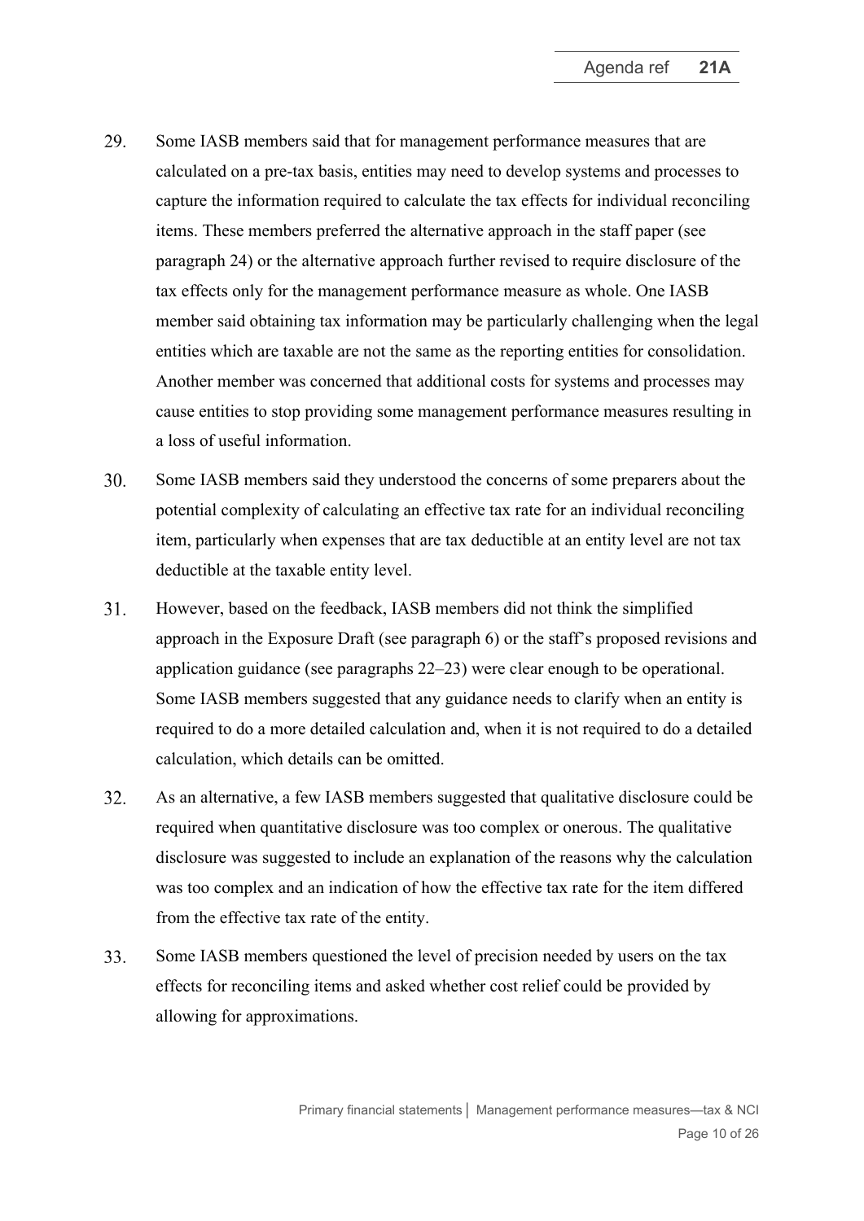29. Some IASB members said that for management performance measures that are calculated on a pre-tax basis, entities may need to develop systems and processes to capture the information required to calculate the tax effects for individual reconciling items. These members preferred the alternative approach in the staff paper (see paragraph 24) or the alternative approach further revised to require disclosure of the tax effects only for the management performance measure as whole. One IASB member said obtaining tax information may be particularly challenging when the legal entities which are taxable are not the same as the reporting entities for consolidation. Another member was concerned that additional costs for systems and processes may cause entities to stop providing some management performance measures resulting in a loss of useful information.

30. Some IASB members said they understood the concerns of some preparers about the potential complexity of calculating an effective tax rate for an individual reconciling item, particularly when expenses that are tax deductible at an entity level are not tax deductible at the taxable entity level.

31. However, based on the feedback, IASB members did not think the simplified approach in the Exposure Draft (see paragraph 6) or the staff's proposed revisions and application guidance (see paragraphs 22–23) were clear enough to be operational. Some IASB members suggested that any guidance needs to clarify when an entity is required to do a more detailed calculation and, when it is not required to do a detailed calculation, which details can be omitted.

32. As an alternative, a few IASB members suggested that qualitative disclosure could be required when quantitative disclosure was too complex or onerous. The qualitative disclosure was suggested to include an explanation of the reasons why the calculation was too complex and an indication of how the effective tax rate for the item differed from the effective tax rate of the entity.

33. Some IASB members questioned the level of precision needed by users on the tax effects for reconciling items and asked whether cost relief could be provided by allowing for approximations.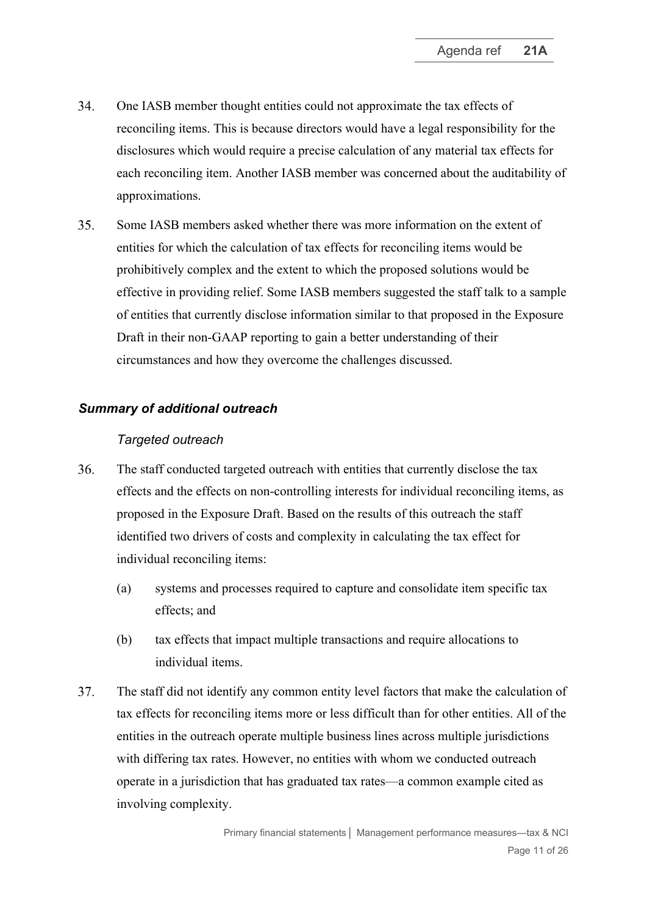34. One IASB member thought entities could not approximate the tax effects of reconciling items. This is because directors would have a legal responsibility for the disclosures which would require a precise calculation of any material tax effects for each reconciling item. Another IASB member was concerned about the auditability of approximations.

35. Some IASB members asked whether there was more information on the extent of entities for which the calculation of tax effects for reconciling items would be prohibitively complex and the extent to which the proposed solutions would be effective in providing relief. Some IASB members suggested the staff talk to a sample of entities that currently disclose information similar to that proposed in the Exposure Draft in their non-GAAP reporting to gain a better understanding of their circumstances and how they overcome the challenges discussed.

### *Summary of additional outreach*

#### *Targeted outreach*

36. The staff conducted targeted outreach with entities that currently disclose the tax effects and the effects on non-controlling interests for individual reconciling items, as proposed in the Exposure Draft. Based on the results of this outreach the staff identified two drivers of costs and complexity in calculating the tax effect for individual reconciling items:

    (a) systems and processes required to capture and consolidate item specific tax effects; and

    (b) tax effects that impact multiple transactions and require allocations to individual items.

37. The staff did not identify any common entity level factors that make the calculation of tax effects for reconciling items more or less difficult than for other entities. All of the entities in the outreach operate multiple business lines across multiple jurisdictions with differing tax rates. However, no entities with whom we conducted outreach operate in a jurisdiction that has graduated tax rates—a common example cited as involving complexity.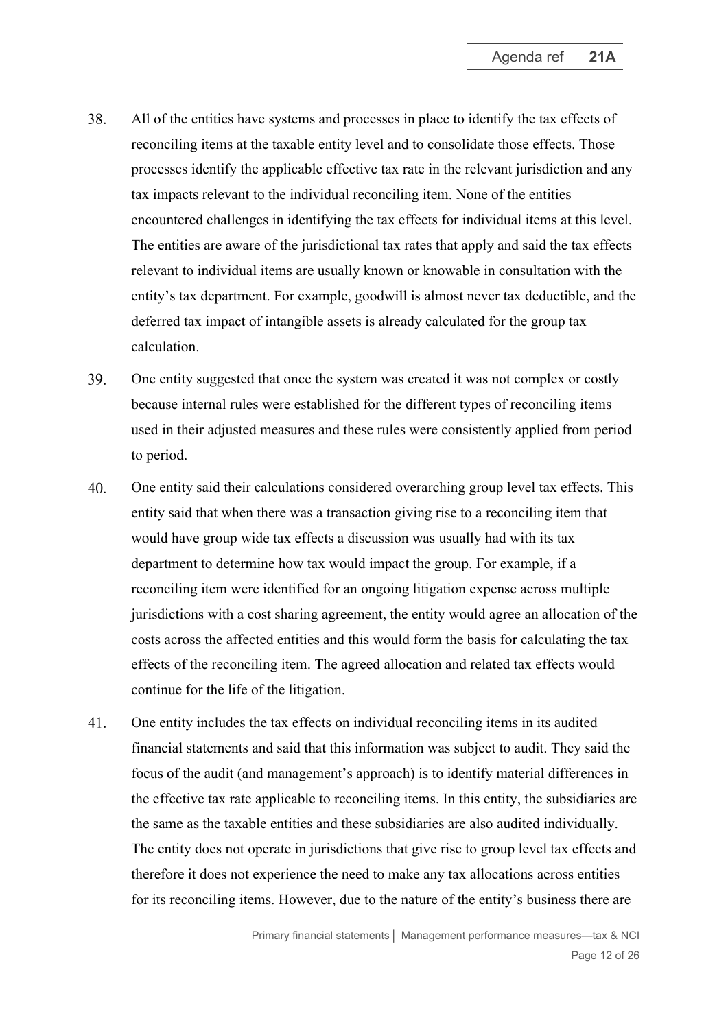38. All of the entities have systems and processes in place to identify the tax effects of reconciling items at the taxable entity level and to consolidate those effects. Those processes identify the applicable effective tax rate in the relevant jurisdiction and any tax impacts relevant to the individual reconciling item. None of the entities encountered challenges in identifying the tax effects for individual items at this level. The entities are aware of the jurisdictional tax rates that apply and said the tax effects relevant to individual items are usually known or knowable in consultation with the entity's tax department. For example, goodwill is almost never tax deductible, and the deferred tax impact of intangible assets is already calculated for the group tax calculation.

39. One entity suggested that once the system was created it was not complex or costly because internal rules were established for the different types of reconciling items used in their adjusted measures and these rules were consistently applied from period to period.

40. One entity said their calculations considered overarching group level tax effects. This entity said that when there was a transaction giving rise to a reconciling item that would have group wide tax effects a discussion was usually had with its tax department to determine how tax would impact the group. For example, if a reconciling item were identified for an ongoing litigation expense across multiple jurisdictions with a cost sharing agreement, the entity would agree an allocation of the costs across the affected entities and this would form the basis for calculating the tax effects of the reconciling item. The agreed allocation and related tax effects would continue for the life of the litigation.

41. One entity includes the tax effects on individual reconciling items in its audited financial statements and said that this information was subject to audit. They said the focus of the audit (and management's approach) is to identify material differences in the effective tax rate applicable to reconciling items. In this entity, the subsidiaries are the same as the taxable entities and these subsidiaries are also audited individually. The entity does not operate in jurisdictions that give rise to group level tax effects and therefore it does not experience the need to make any tax allocations across entities for its reconciling items. However, due to the nature of the entity's business there are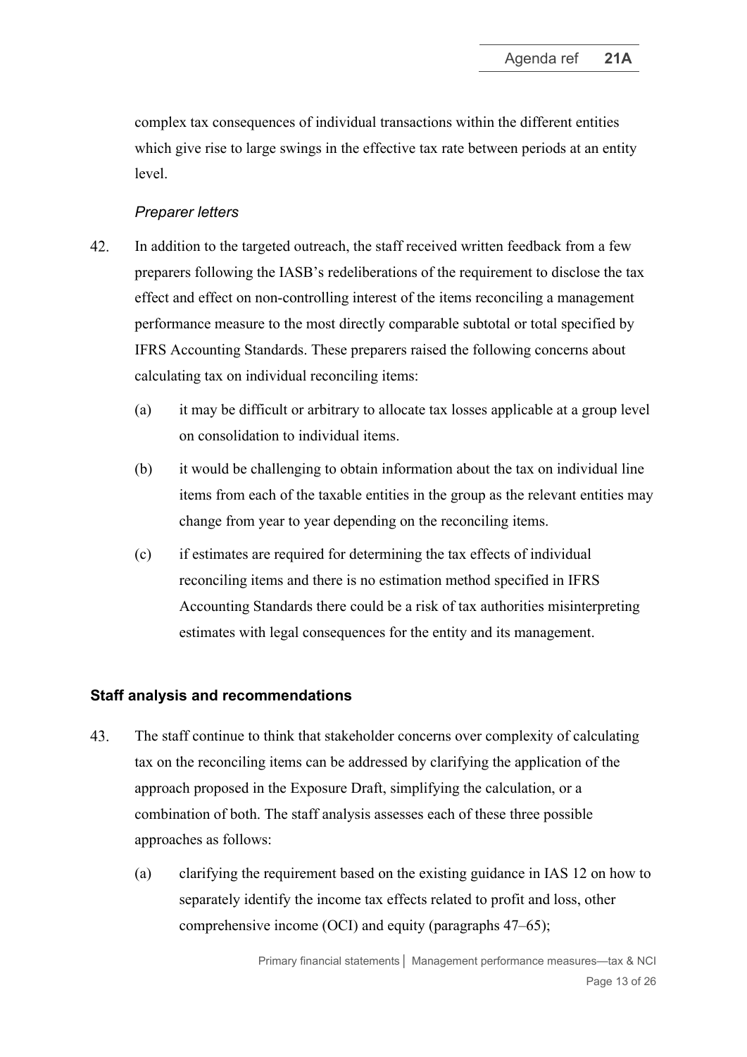complex tax consequences of individual transactions within the different entities which give rise to large swings in the effective tax rate between periods at an entity level.

*Preparer letters*

42. In addition to the targeted outreach, the staff received written feedback from a few preparers following the IASB's redeliberations of the requirement to disclose the tax effect and effect on non-controlling interest of the items reconciling a management performance measure to the most directly comparable subtotal or total specified by IFRS Accounting Standards. These preparers raised the following concerns about calculating tax on individual reconciling items:
    - (a) it may be difficult or arbitrary to allocate tax losses applicable at a group level on consolidation to individual items.
    - (b) it would be challenging to obtain information about the tax on individual line items from each of the taxable entities in the group as the relevant entities may change from year to year depending on the reconciling items.
    - (c) if estimates are required for determining the tax effects of individual reconciling items and there is no estimation method specified in IFRS Accounting Standards there could be a risk of tax authorities misinterpreting estimates with legal consequences for the entity and its management.

## Staff analysis and recommendations

43. The staff continue to think that stakeholder concerns over complexity of calculating tax on the reconciling items can be addressed by clarifying the application of the approach proposed in the Exposure Draft, simplifying the calculation, or a combination of both. The staff analysis assesses each of these three possible approaches as follows:
    - (a) clarifying the requirement based on the existing guidance in IAS 12 on how to separately identify the income tax effects related to profit and loss, other comprehensive income (OCI) and equity (paragraphs 47–65);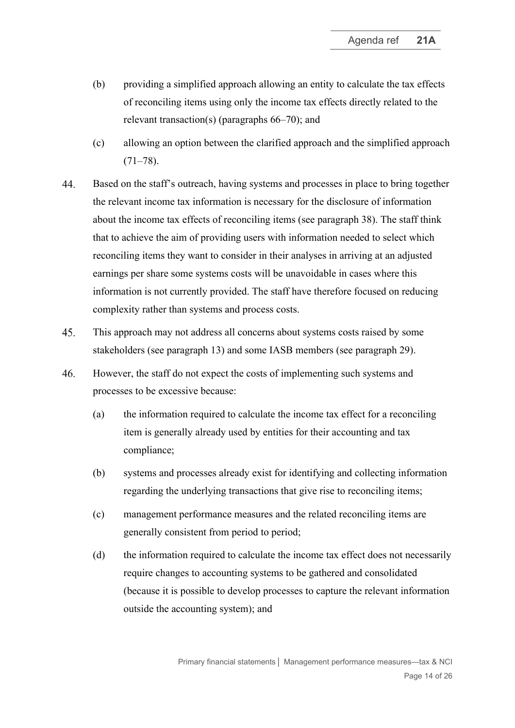(b) providing a simplified approach allowing an entity to calculate the tax effects of reconciling items using only the income tax effects directly related to the relevant transaction(s) (paragraphs 66–70); and

(c) allowing an option between the clarified approach and the simplified approach (71–78).

44. Based on the staff's outreach, having systems and processes in place to bring together the relevant income tax information is necessary for the disclosure of information about the income tax effects of reconciling items (see paragraph 38). The staff think that to achieve the aim of providing users with information needed to select which reconciling items they want to consider in their analyses in arriving at an adjusted earnings per share some systems costs will be unavoidable in cases where this information is not currently provided. The staff have therefore focused on reducing complexity rather than systems and process costs.

45. This approach may not address all concerns about systems costs raised by some stakeholders (see paragraph 13) and some IASB members (see paragraph 29).

46. However, the staff do not expect the costs of implementing such systems and processes to be excessive because:

(a) the information required to calculate the income tax effect for a reconciling item is generally already used by entities for their accounting and tax compliance;

(b) systems and processes already exist for identifying and collecting information regarding the underlying transactions that give rise to reconciling items;

(c) management performance measures and the related reconciling items are generally consistent from period to period;

(d) the information required to calculate the income tax effect does not necessarily require changes to accounting systems to be gathered and consolidated (because it is possible to develop processes to capture the relevant information outside the accounting system); and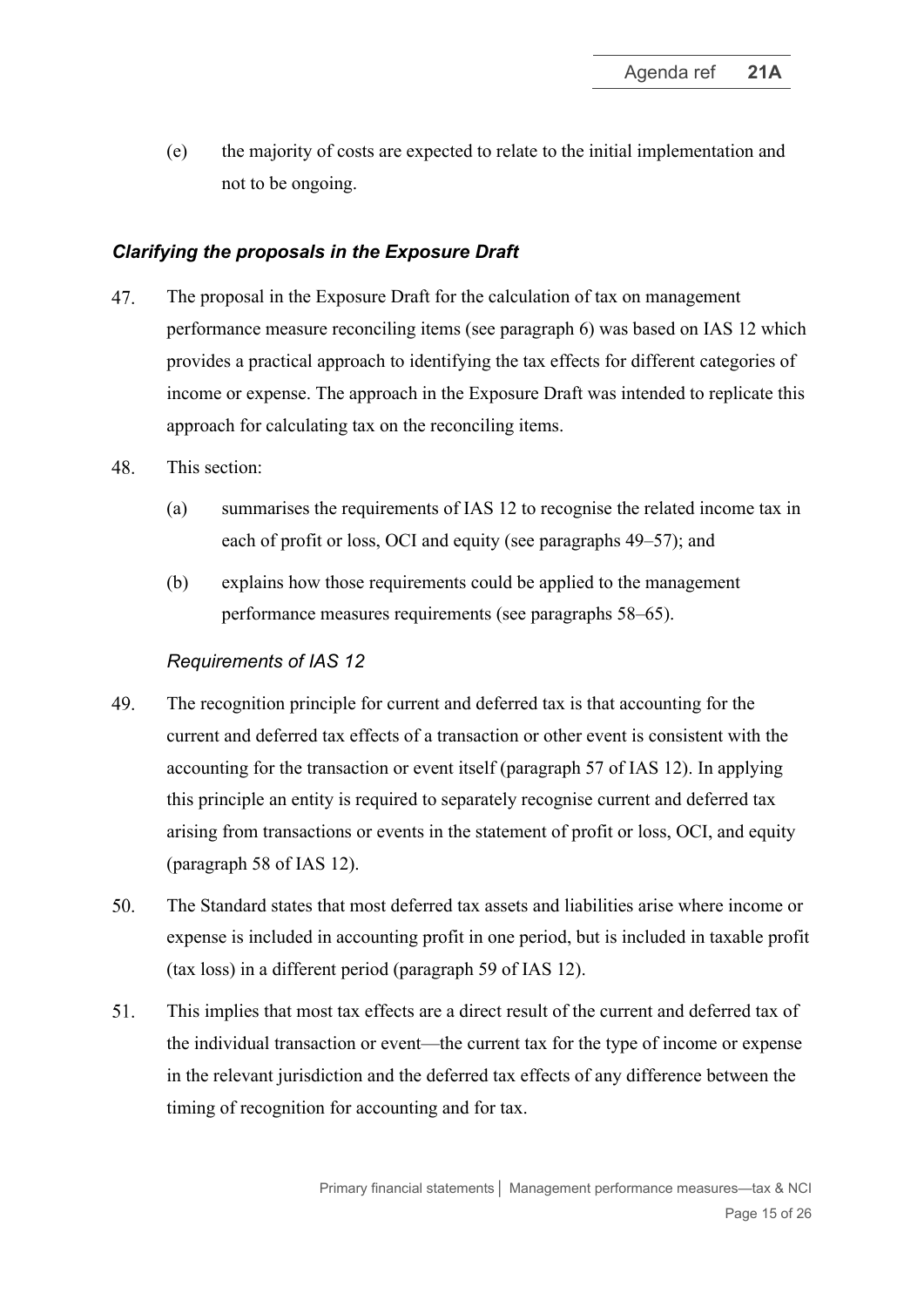(e) the majority of costs are expected to relate to the initial implementation and not to be ongoing.

### *Clarifying the proposals in the Exposure Draft*

47. The proposal in the Exposure Draft for the calculation of tax on management performance measure reconciling items (see paragraph 6) was based on IAS 12 which provides a practical approach to identifying the tax effects for different categories of income or expense. The approach in the Exposure Draft was intended to replicate this approach for calculating tax on the reconciling items.

48. This section:

   (a) summarises the requirements of IAS 12 to recognise the related income tax in each of profit or loss, OCI and equity (see paragraphs 49–57); and

   (b) explains how those requirements could be applied to the management performance measures requirements (see paragraphs 58–65).

#### *Requirements of IAS 12*

49. The recognition principle for current and deferred tax is that accounting for the current and deferred tax effects of a transaction or other event is consistent with the accounting for the transaction or event itself (paragraph 57 of IAS 12). In applying this principle an entity is required to separately recognise current and deferred tax arising from transactions or events in the statement of profit or loss, OCI, and equity (paragraph 58 of IAS 12).

50. The Standard states that most deferred tax assets and liabilities arise where income or expense is included in accounting profit in one period, but is included in taxable profit (tax loss) in a different period (paragraph 59 of IAS 12).

51. This implies that most tax effects are a direct result of the current and deferred tax of the individual transaction or event—the current tax for the type of income or expense in the relevant jurisdiction and the deferred tax effects of any difference between the timing of recognition for accounting and for tax.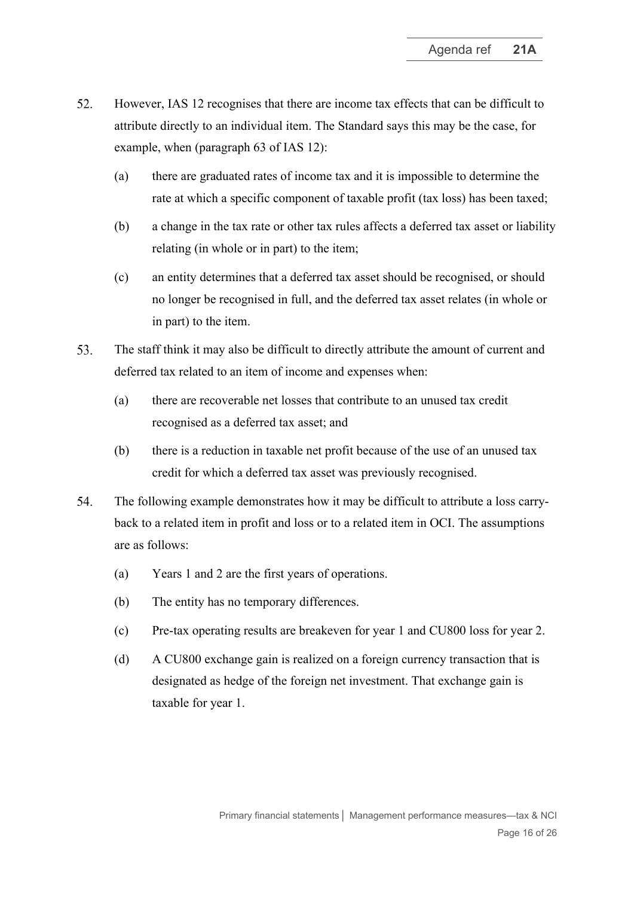52. However, IAS 12 recognises that there are income tax effects that can be difficult to attribute directly to an individual item. The Standard says this may be the case, for example, when (paragraph 63 of IAS 12):

    (a) there are graduated rates of income tax and it is impossible to determine the rate at which a specific component of taxable profit (tax loss) has been taxed;

    (b) a change in the tax rate or other tax rules affects a deferred tax asset or liability relating (in whole or in part) to the item;

    (c) an entity determines that a deferred tax asset should be recognised, or should no longer be recognised in full, and the deferred tax asset relates (in whole or in part) to the item.

53. The staff think it may also be difficult to directly attribute the amount of current and deferred tax related to an item of income and expenses when:

    (a) there are recoverable net losses that contribute to an unused tax credit recognised as a deferred tax asset; and

    (b) there is a reduction in taxable net profit because of the use of an unused tax credit for which a deferred tax asset was previously recognised.

54. The following example demonstrates how it may be difficult to attribute a loss carry-back to a related item in profit and loss or to a related item in OCI. The assumptions are as follows:

    (a) Years 1 and 2 are the first years of operations.

    (b) The entity has no temporary differences.

    (c) Pre-tax operating results are breakeven for year 1 and CU800 loss for year 2.

    (d) A CU800 exchange gain is realized on a foreign currency transaction that is designated as hedge of the foreign net investment. That exchange gain is taxable for year 1.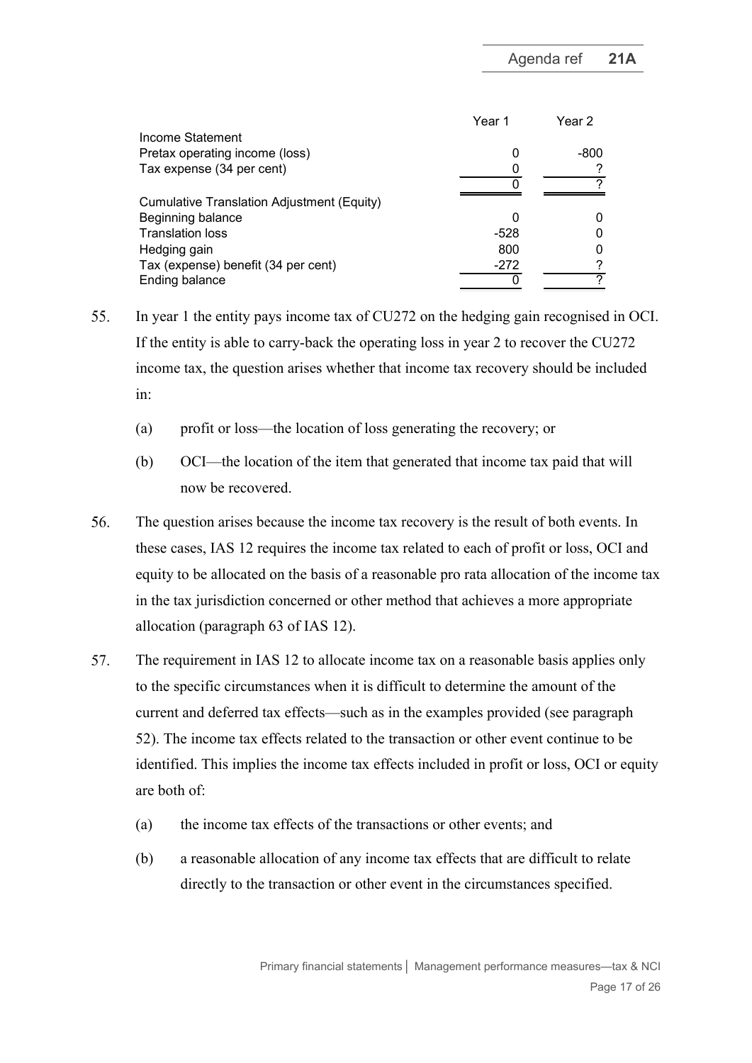| | Year 1 | Year 2 |
|---|---|---|
| Income Statement | | |
| Pretax operating income (loss) | 0 | -800 |
| Tax expense (34 per cent) | 0 | ? |
| | 0 | ? |
| Cumulative Translation Adjustment (Equity) | | |
| Beginning balance | 0 | 0 |
| Translation loss | -528 | 0 |
| Hedging gain | 800 | 0 |
| Tax (expense) benefit (34 per cent) | -272 | ? |
| Ending balance | 0 | ? |

55. In year 1 the entity pays income tax of CU272 on the hedging gain recognised in OCI. If the entity is able to carry-back the operating loss in year 2 to recover the CU272 income tax, the question arises whether that income tax recovery should be included in:

    (a) profit or loss—the location of loss generating the recovery; or

    (b) OCI—the location of the item that generated that income tax paid that will now be recovered.

56. The question arises because the income tax recovery is the result of both events. In these cases, IAS 12 requires the income tax related to each of profit or loss, OCI and equity to be allocated on the basis of a reasonable pro rata allocation of the income tax in the tax jurisdiction concerned or other method that achieves a more appropriate allocation (paragraph 63 of IAS 12).

57. The requirement in IAS 12 to allocate income tax on a reasonable basis applies only to the specific circumstances when it is difficult to determine the amount of the current and deferred tax effects—such as in the examples provided (see paragraph 52). The income tax effects related to the transaction or other event continue to be identified. This implies the income tax effects included in profit or loss, OCI or equity are both of:

    (a) the income tax effects of the transactions or other events; and

    (b) a reasonable allocation of any income tax effects that are difficult to relate directly to the transaction or other event in the circumstances specified.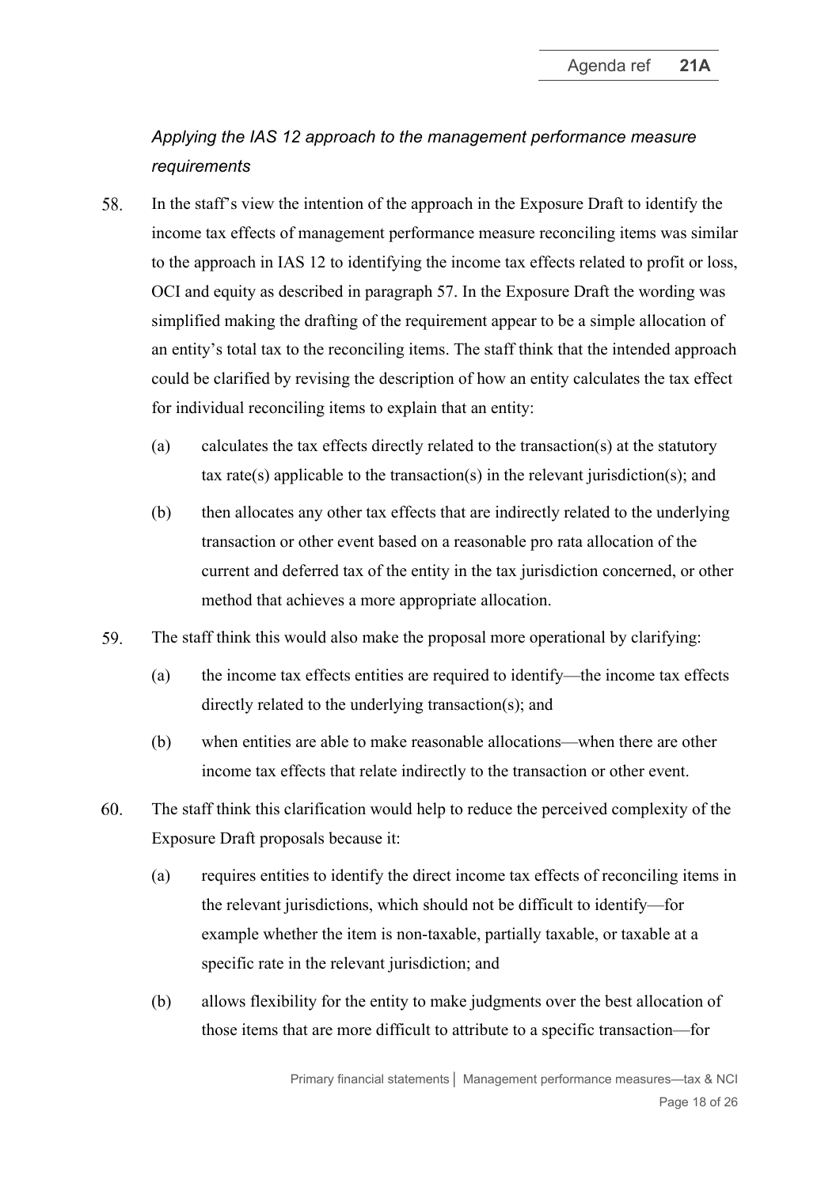*Applying the IAS 12 approach to the management performance measure requirements*

58. In the staff's view the intention of the approach in the Exposure Draft to identify the income tax effects of management performance measure reconciling items was similar to the approach in IAS 12 to identifying the income tax effects related to profit or loss, OCI and equity as described in paragraph 57. In the Exposure Draft the wording was simplified making the drafting of the requirement appear to be a simple allocation of an entity's total tax to the reconciling items. The staff think that the intended approach could be clarified by revising the description of how an entity calculates the tax effect for individual reconciling items to explain that an entity:

    (a) calculates the tax effects directly related to the transaction(s) at the statutory tax rate(s) applicable to the transaction(s) in the relevant jurisdiction(s); and

    (b) then allocates any other tax effects that are indirectly related to the underlying transaction or other event based on a reasonable pro rata allocation of the current and deferred tax of the entity in the tax jurisdiction concerned, or other method that achieves a more appropriate allocation.

59. The staff think this would also make the proposal more operational by clarifying:

    (a) the income tax effects entities are required to identify—the income tax effects directly related to the underlying transaction(s); and

    (b) when entities are able to make reasonable allocations—when there are other income tax effects that relate indirectly to the transaction or other event.

60. The staff think this clarification would help to reduce the perceived complexity of the Exposure Draft proposals because it:

    (a) requires entities to identify the direct income tax effects of reconciling items in the relevant jurisdictions, which should not be difficult to identify—for example whether the item is non-taxable, partially taxable, or taxable at a specific rate in the relevant jurisdiction; and

    (b) allows flexibility for the entity to make judgments over the best allocation of those items that are more difficult to attribute to a specific transaction—for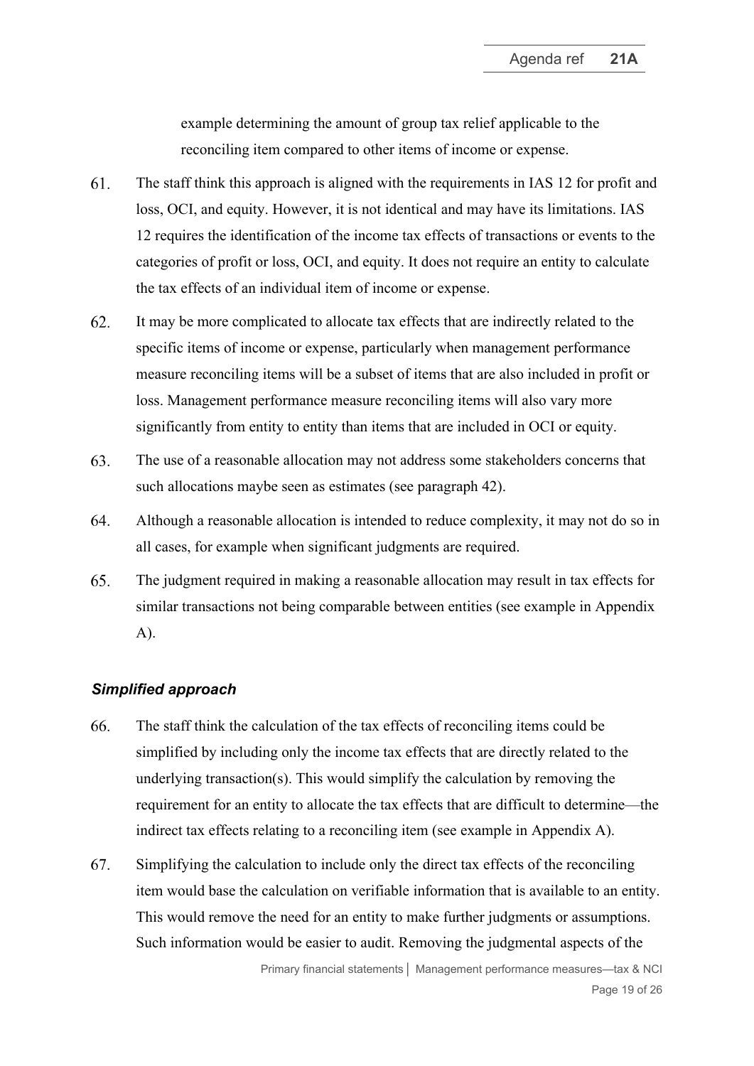example determining the amount of group tax relief applicable to the reconciling item compared to other items of income or expense.

61. The staff think this approach is aligned with the requirements in IAS 12 for profit and loss, OCI, and equity. However, it is not identical and may have its limitations. IAS 12 requires the identification of the income tax effects of transactions or events to the categories of profit or loss, OCI, and equity. It does not require an entity to calculate the tax effects of an individual item of income or expense.

62. It may be more complicated to allocate tax effects that are indirectly related to the specific items of income or expense, particularly when management performance measure reconciling items will be a subset of items that are also included in profit or loss. Management performance measure reconciling items will also vary more significantly from entity to entity than items that are included in OCI or equity.

63. The use of a reasonable allocation may not address some stakeholders concerns that such allocations maybe seen as estimates (see paragraph 42).

64. Although a reasonable allocation is intended to reduce complexity, it may not do so in all cases, for example when significant judgments are required.

65. The judgment required in making a reasonable allocation may result in tax effects for similar transactions not being comparable between entities (see example in Appendix A).

### *Simplified approach*

66. The staff think the calculation of the tax effects of reconciling items could be simplified by including only the income tax effects that are directly related to the underlying transaction(s). This would simplify the calculation by removing the requirement for an entity to allocate the tax effects that are difficult to determine—the indirect tax effects relating to a reconciling item (see example in Appendix A).

67. Simplifying the calculation to include only the direct tax effects of the reconciling item would base the calculation on verifiable information that is available to an entity. This would remove the need for an entity to make further judgments or assumptions. Such information would be easier to audit. Removing the judgmental aspects of the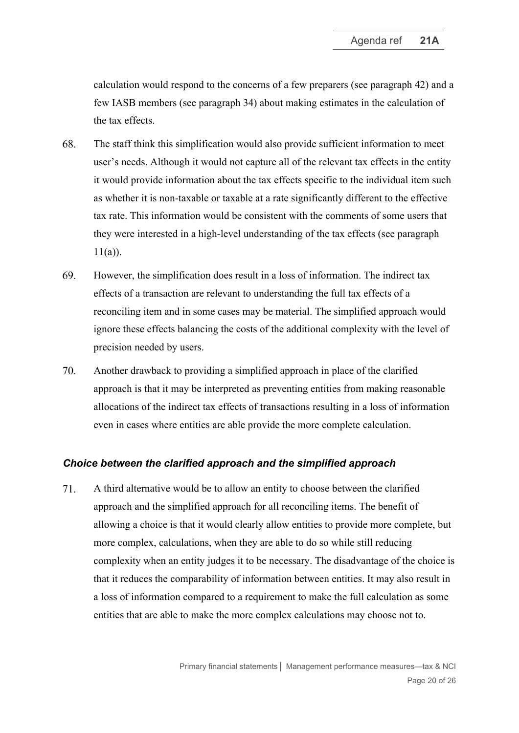calculation would respond to the concerns of a few preparers (see paragraph 42) and a few IASB members (see paragraph 34) about making estimates in the calculation of the tax effects.

68. The staff think this simplification would also provide sufficient information to meet user's needs. Although it would not capture all of the relevant tax effects in the entity it would provide information about the tax effects specific to the individual item such as whether it is non-taxable or taxable at a rate significantly different to the effective tax rate. This information would be consistent with the comments of some users that they were interested in a high-level understanding of the tax effects (see paragraph 11(a)).

69. However, the simplification does result in a loss of information. The indirect tax effects of a transaction are relevant to understanding the full tax effects of a reconciling item and in some cases may be material. The simplified approach would ignore these effects balancing the costs of the additional complexity with the level of precision needed by users.

70. Another drawback to providing a simplified approach in place of the clarified approach is that it may be interpreted as preventing entities from making reasonable allocations of the indirect tax effects of transactions resulting in a loss of information even in cases where entities are able provide the more complete calculation.

### *Choice between the clarified approach and the simplified approach*

71. A third alternative would be to allow an entity to choose between the clarified approach and the simplified approach for all reconciling items. The benefit of allowing a choice is that it would clearly allow entities to provide more complete, but more complex, calculations, when they are able to do so while still reducing complexity when an entity judges it to be necessary. The disadvantage of the choice is that it reduces the comparability of information between entities. It may also result in a loss of information compared to a requirement to make the full calculation as some entities that are able to make the more complex calculations may choose not to.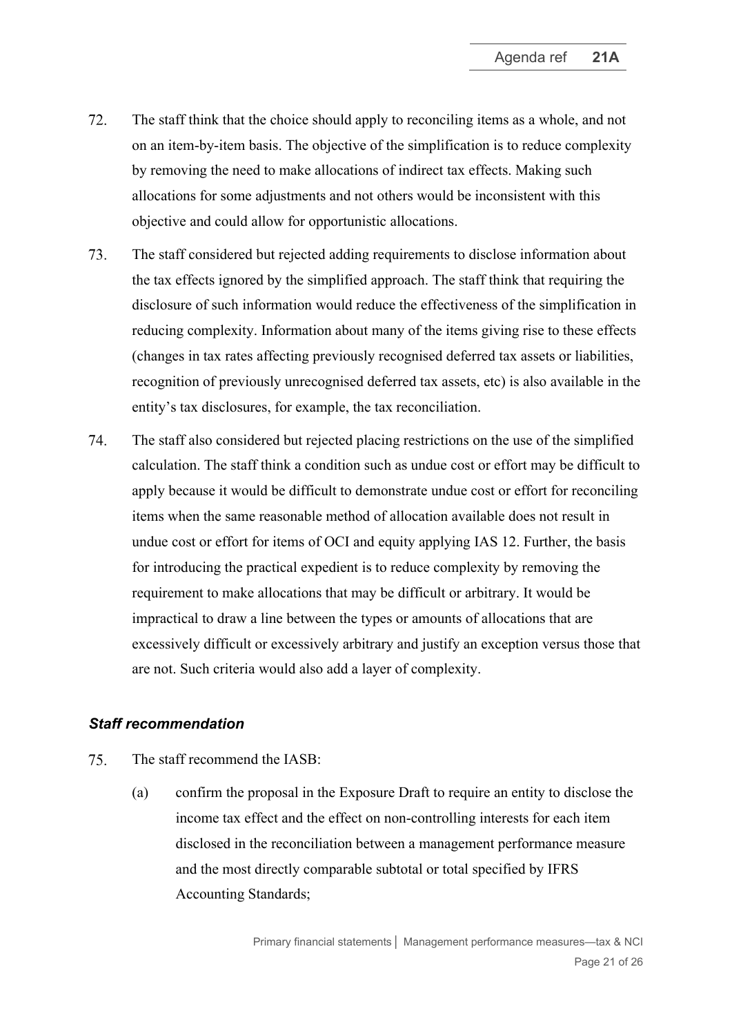72. The staff think that the choice should apply to reconciling items as a whole, and not on an item-by-item basis. The objective of the simplification is to reduce complexity by removing the need to make allocations of indirect tax effects. Making such allocations for some adjustments and not others would be inconsistent with this objective and could allow for opportunistic allocations.

73. The staff considered but rejected adding requirements to disclose information about the tax effects ignored by the simplified approach. The staff think that requiring the disclosure of such information would reduce the effectiveness of the simplification in reducing complexity. Information about many of the items giving rise to these effects (changes in tax rates affecting previously recognised deferred tax assets or liabilities, recognition of previously unrecognised deferred tax assets, etc) is also available in the entity's tax disclosures, for example, the tax reconciliation.

74. The staff also considered but rejected placing restrictions on the use of the simplified calculation. The staff think a condition such as undue cost or effort may be difficult to apply because it would be difficult to demonstrate undue cost or effort for reconciling items when the same reasonable method of allocation available does not result in undue cost or effort for items of OCI and equity applying IAS 12. Further, the basis for introducing the practical expedient is to reduce complexity by removing the requirement to make allocations that may be difficult or arbitrary. It would be impractical to draw a line between the types or amounts of allocations that are excessively difficult or excessively arbitrary and justify an exception versus those that are not. Such criteria would also add a layer of complexity.

### *Staff recommendation*

75. The staff recommend the IASB:

    (a) confirm the proposal in the Exposure Draft to require an entity to disclose the income tax effect and the effect on non-controlling interests for each item disclosed in the reconciliation between a management performance measure and the most directly comparable subtotal or total specified by IFRS Accounting Standards;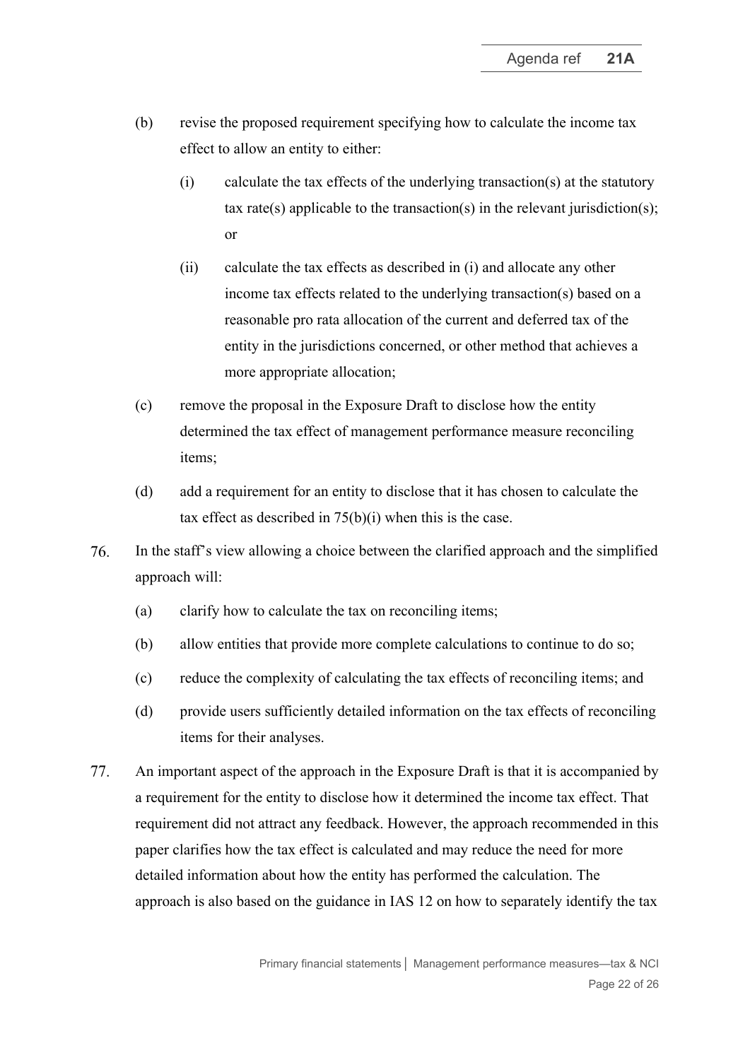(b) revise the proposed requirement specifying how to calculate the income tax effect to allow an entity to either:

  (i) calculate the tax effects of the underlying transaction(s) at the statutory tax rate(s) applicable to the transaction(s) in the relevant jurisdiction(s); or

  (ii) calculate the tax effects as described in (i) and allocate any other income tax effects related to the underlying transaction(s) based on a reasonable pro rata allocation of the current and deferred tax of the entity in the jurisdictions concerned, or other method that achieves a more appropriate allocation;

(c) remove the proposal in the Exposure Draft to disclose how the entity determined the tax effect of management performance measure reconciling items;

(d) add a requirement for an entity to disclose that it has chosen to calculate the tax effect as described in 75(b)(i) when this is the case.

76. In the staff's view allowing a choice between the clarified approach and the simplified approach will:

  (a) clarify how to calculate the tax on reconciling items;

  (b) allow entities that provide more complete calculations to continue to do so;

  (c) reduce the complexity of calculating the tax effects of reconciling items; and

  (d) provide users sufficiently detailed information on the tax effects of reconciling items for their analyses.

77. An important aspect of the approach in the Exposure Draft is that it is accompanied by a requirement for the entity to disclose how it determined the income tax effect. That requirement did not attract any feedback. However, the approach recommended in this paper clarifies how the tax effect is calculated and may reduce the need for more detailed information about how the entity has performed the calculation. The approach is also based on the guidance in IAS 12 on how to separately identify the tax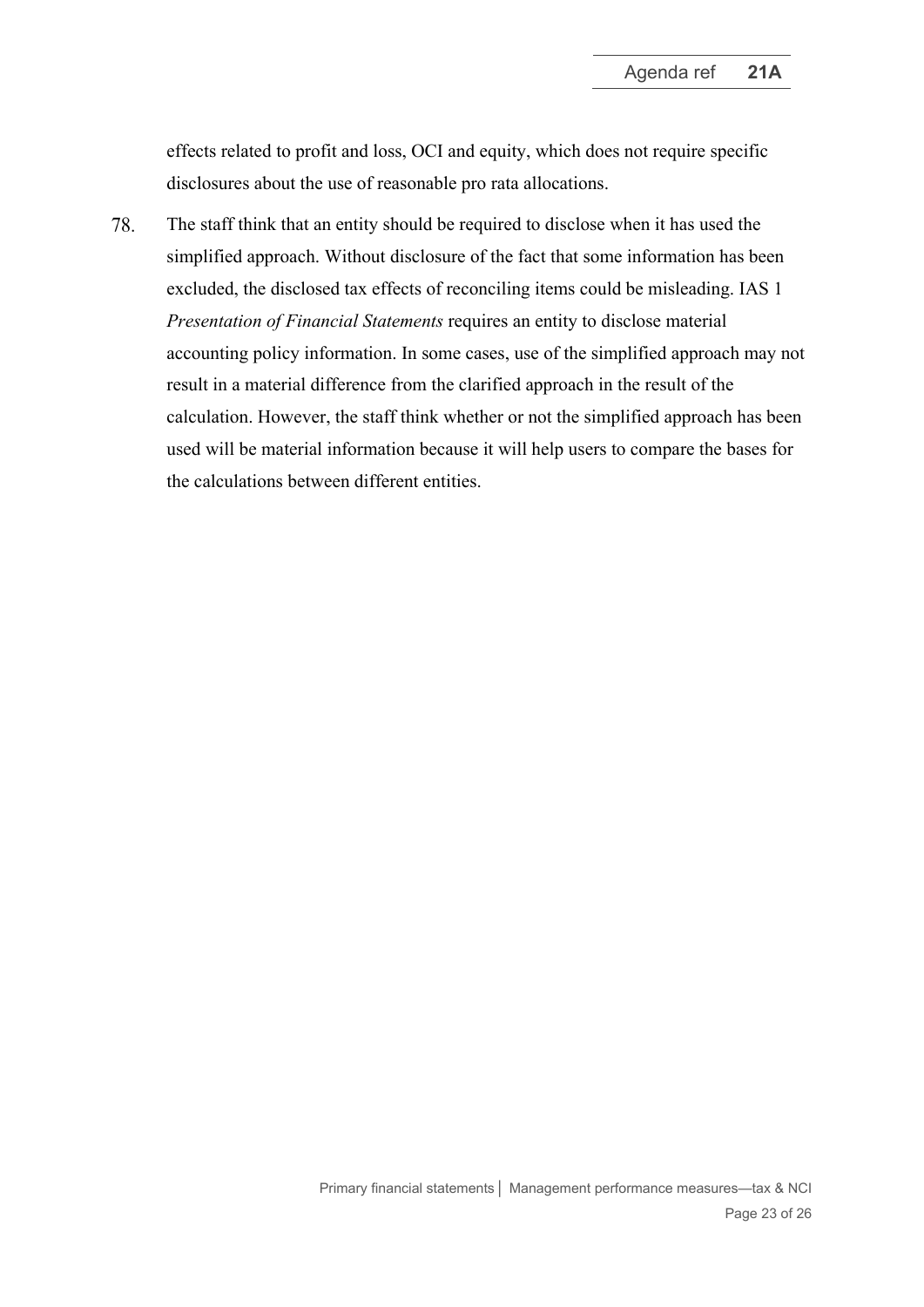effects related to profit and loss, OCI and equity, which does not require specific disclosures about the use of reasonable pro rata allocations.

78. The staff think that an entity should be required to disclose when it has used the simplified approach. Without disclosure of the fact that some information has been excluded, the disclosed tax effects of reconciling items could be misleading. IAS 1 *Presentation of Financial Statements* requires an entity to disclose material accounting policy information. In some cases, use of the simplified approach may not result in a material difference from the clarified approach in the result of the calculation. However, the staff think whether or not the simplified approach has been used will be material information because it will help users to compare the bases for the calculations between different entities.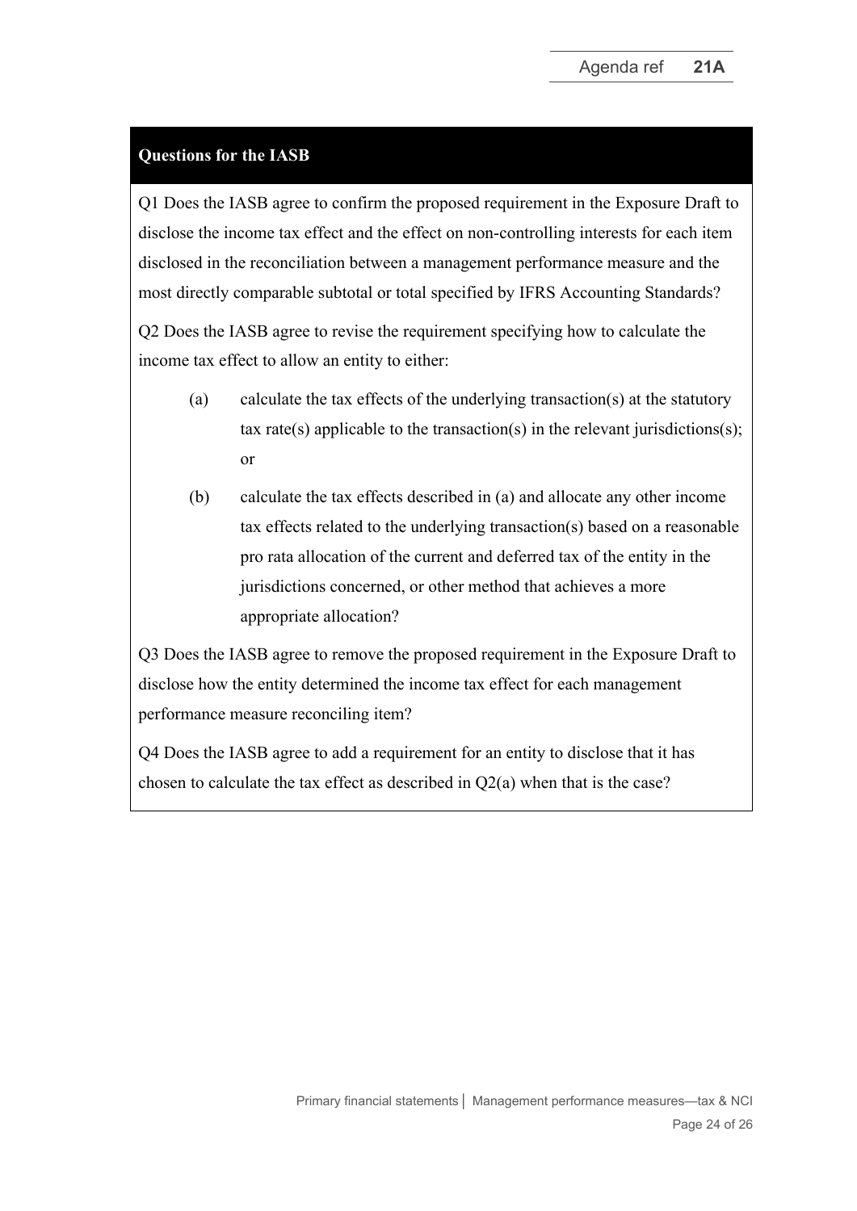**Questions for the IASB**

Q1 Does the IASB agree to confirm the proposed requirement in the Exposure Draft to disclose the income tax effect and the effect on non-controlling interests for each item disclosed in the reconciliation between a management performance measure and the most directly comparable subtotal or total specified by IFRS Accounting Standards?

Q2 Does the IASB agree to revise the requirement specifying how to calculate the income tax effect to allow an entity to either:

(a) calculate the tax effects of the underlying transaction(s) at the statutory tax rate(s) applicable to the transaction(s) in the relevant jurisdictions(s); or

(b) calculate the tax effects described in (a) and allocate any other income tax effects related to the underlying transaction(s) based on a reasonable pro rata allocation of the current and deferred tax of the entity in the jurisdictions concerned, or other method that achieves a more appropriate allocation?

Q3 Does the IASB agree to remove the proposed requirement in the Exposure Draft to disclose how the entity determined the income tax effect for each management performance measure reconciling item?

Q4 Does the IASB agree to add a requirement for an entity to disclose that it has chosen to calculate the tax effect as described in Q2(a) when that is the case?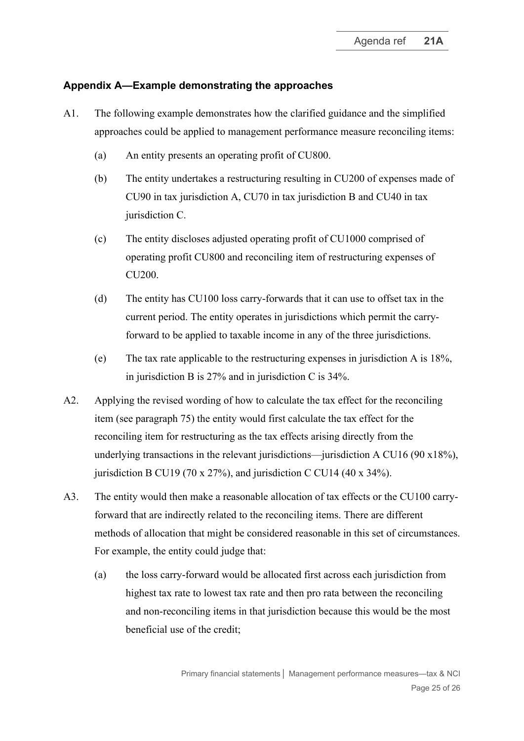## Appendix A—Example demonstrating the approaches

A1. The following example demonstrates how the clarified guidance and the simplified approaches could be applied to management performance measure reconciling items:

(a) An entity presents an operating profit of CU800.

(b) The entity undertakes a restructuring resulting in CU200 of expenses made of CU90 in tax jurisdiction A, CU70 in tax jurisdiction B and CU40 in tax jurisdiction C.

(c) The entity discloses adjusted operating profit of CU1000 comprised of operating profit CU800 and reconciling item of restructuring expenses of CU200.

(d) The entity has CU100 loss carry-forwards that it can use to offset tax in the current period. The entity operates in jurisdictions which permit the carry-forward to be applied to taxable income in any of the three jurisdictions.

(e) The tax rate applicable to the restructuring expenses in jurisdiction A is 18%, in jurisdiction B is 27% and in jurisdiction C is 34%.

A2. Applying the revised wording of how to calculate the tax effect for the reconciling item (see paragraph 75) the entity would first calculate the tax effect for the reconciling item for restructuring as the tax effects arising directly from the underlying transactions in the relevant jurisdictions—jurisdiction A CU16 (90 x18%), jurisdiction B CU19 (70 x 27%), and jurisdiction C CU14 (40 x 34%).

A3. The entity would then make a reasonable allocation of tax effects or the CU100 carry-forward that are indirectly related to the reconciling items. There are different methods of allocation that might be considered reasonable in this set of circumstances. For example, the entity could judge that:

(a) the loss carry-forward would be allocated first across each jurisdiction from highest tax rate to lowest tax rate and then pro rata between the reconciling and non-reconciling items in that jurisdiction because this would be the most beneficial use of the credit;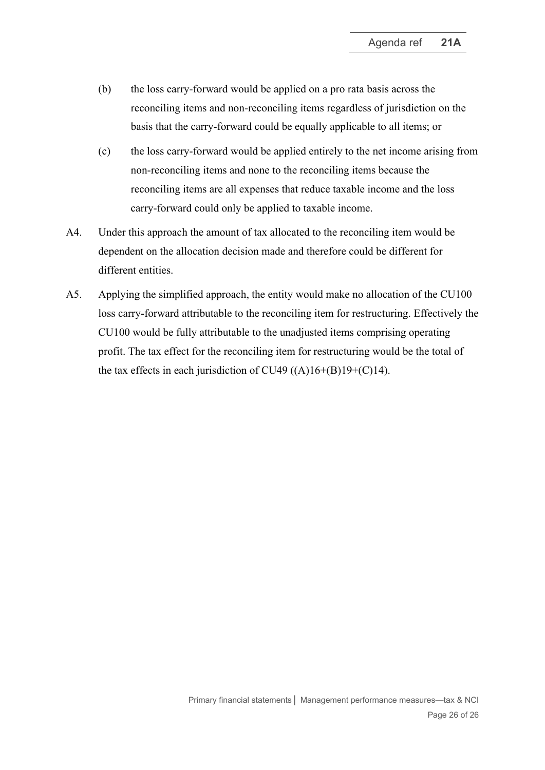(b) the loss carry-forward would be applied on a pro rata basis across the reconciling items and non-reconciling items regardless of jurisdiction on the basis that the carry-forward could be equally applicable to all items; or

(c) the loss carry-forward would be applied entirely to the net income arising from non-reconciling items and none to the reconciling items because the reconciling items are all expenses that reduce taxable income and the loss carry-forward could only be applied to taxable income.

A4. Under this approach the amount of tax allocated to the reconciling item would be dependent on the allocation decision made and therefore could be different for different entities.

A5. Applying the simplified approach, the entity would make no allocation of the CU100 loss carry-forward attributable to the reconciling item for restructuring. Effectively the CU100 would be fully attributable to the unadjusted items comprising operating profit. The tax effect for the reconciling item for restructuring would be the total of the tax effects in each jurisdiction of CU49 ((A)16+(B)19+(C)14).